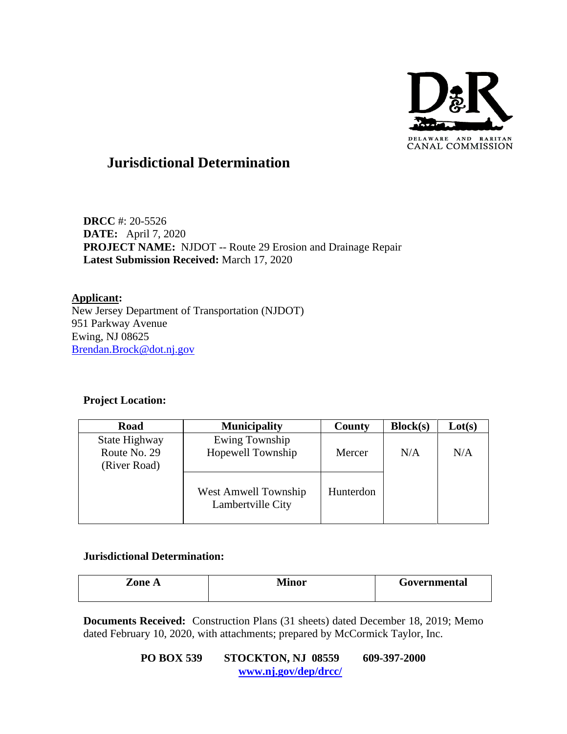DELAWARE AND RARITAN CANAL COMMISSION

# Jurisdictional Determination

**DRCC** #: 20-5526
**DATE:** April 7, 2020
**PROJECT NAME:** NJDOT -- Route 29 Erosion and Drainage Repair
**Latest Submission Received:** March 17, 2020

**Applicant:**
New Jersey Department of Transportation (NJDOT)
951 Parkway Avenue
Ewing, NJ 08625
Brendan.Brock@dot.nj.gov

**Project Location:**

| Road | Municipality | County | Block(s) | Lot(s) |
|---|---|---|---|---|
| State Highway Route No. 29 (River Road) | Ewing Township Hopewell Township | Mercer | N/A | N/A |
| | West Amwell Township Lambertville City | Hunterdon | | |

**Jurisdictional Determination:**

| Zone A | Minor | Governmental |
|---|---|---|

**Documents Received:** Construction Plans (31 sheets) dated December 18, 2019; Memo dated February 10, 2020, with attachments; prepared by McCormick Taylor, Inc.

**PO BOX 539 STOCKTON, NJ 08559 609-397-2000**
**www.nj.gov/dep/drcc/**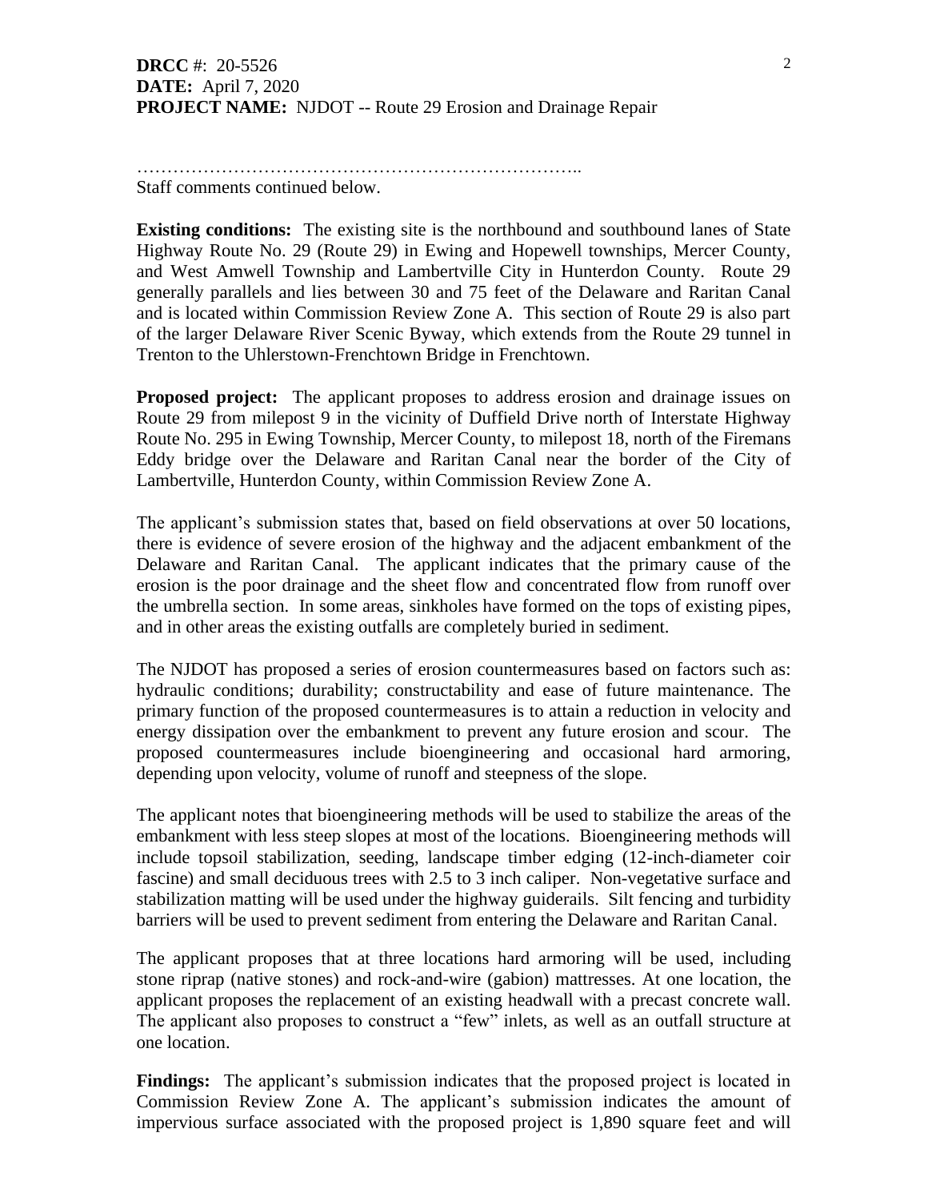**DRCC #:** 20-5526
**DATE:** April 7, 2020
**PROJECT NAME:** NJDOT -- Route 29 Erosion and Drainage Repair

……………………………………………………………..
Staff comments continued below.

**Existing conditions:** The existing site is the northbound and southbound lanes of State Highway Route No. 29 (Route 29) in Ewing and Hopewell townships, Mercer County, and West Amwell Township and Lambertville City in Hunterdon County. Route 29 generally parallels and lies between 30 and 75 feet of the Delaware and Raritan Canal and is located within Commission Review Zone A. This section of Route 29 is also part of the larger Delaware River Scenic Byway, which extends from the Route 29 tunnel in Trenton to the Uhlerstown-Frenchtown Bridge in Frenchtown.

**Proposed project:** The applicant proposes to address erosion and drainage issues on Route 29 from milepost 9 in the vicinity of Duffield Drive north of Interstate Highway Route No. 295 in Ewing Township, Mercer County, to milepost 18, north of the Firemans Eddy bridge over the Delaware and Raritan Canal near the border of the City of Lambertville, Hunterdon County, within Commission Review Zone A.

The applicant's submission states that, based on field observations at over 50 locations, there is evidence of severe erosion of the highway and the adjacent embankment of the Delaware and Raritan Canal. The applicant indicates that the primary cause of the erosion is the poor drainage and the sheet flow and concentrated flow from runoff over the umbrella section. In some areas, sinkholes have formed on the tops of existing pipes, and in other areas the existing outfalls are completely buried in sediment.

The NJDOT has proposed a series of erosion countermeasures based on factors such as: hydraulic conditions; durability; constructability and ease of future maintenance. The primary function of the proposed countermeasures is to attain a reduction in velocity and energy dissipation over the embankment to prevent any future erosion and scour. The proposed countermeasures include bioengineering and occasional hard armoring, depending upon velocity, volume of runoff and steepness of the slope.

The applicant notes that bioengineering methods will be used to stabilize the areas of the embankment with less steep slopes at most of the locations. Bioengineering methods will include topsoil stabilization, seeding, landscape timber edging (12-inch-diameter coir fascine) and small deciduous trees with 2.5 to 3 inch caliper. Non-vegetative surface and stabilization matting will be used under the highway guiderails. Silt fencing and turbidity barriers will be used to prevent sediment from entering the Delaware and Raritan Canal.

The applicant proposes that at three locations hard armoring will be used, including stone riprap (native stones) and rock-and-wire (gabion) mattresses. At one location, the applicant proposes the replacement of an existing headwall with a precast concrete wall. The applicant also proposes to construct a "few" inlets, as well as an outfall structure at one location.

**Findings:** The applicant's submission indicates that the proposed project is located in Commission Review Zone A. The applicant's submission indicates the amount of impervious surface associated with the proposed project is 1,890 square feet and will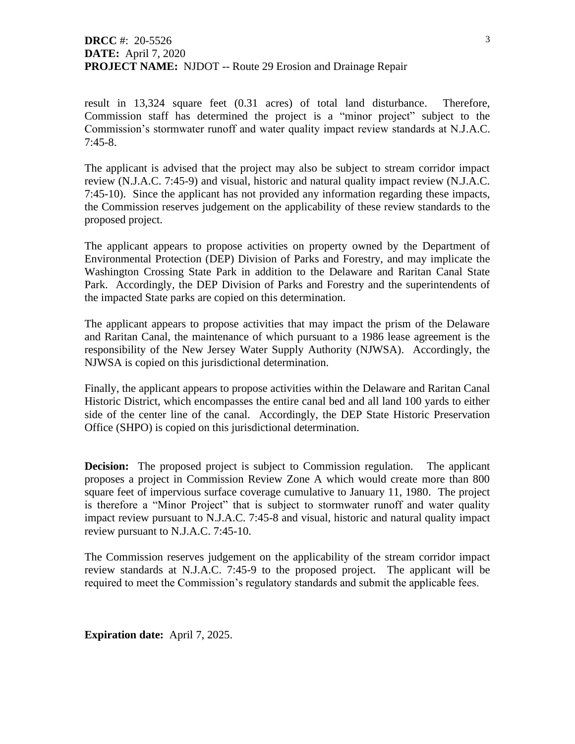result in 13,324 square feet (0.31 acres) of total land disturbance. Therefore, Commission staff has determined the project is a "minor project" subject to the Commission's stormwater runoff and water quality impact review standards at N.J.A.C. 7:45-8.

The applicant is advised that the project may also be subject to stream corridor impact review (N.J.A.C. 7:45-9) and visual, historic and natural quality impact review (N.J.A.C. 7:45-10). Since the applicant has not provided any information regarding these impacts, the Commission reserves judgement on the applicability of these review standards to the proposed project.

The applicant appears to propose activities on property owned by the Department of Environmental Protection (DEP) Division of Parks and Forestry, and may implicate the Washington Crossing State Park in addition to the Delaware and Raritan Canal State Park. Accordingly, the DEP Division of Parks and Forestry and the superintendents of the impacted State parks are copied on this determination.

The applicant appears to propose activities that may impact the prism of the Delaware and Raritan Canal, the maintenance of which pursuant to a 1986 lease agreement is the responsibility of the New Jersey Water Supply Authority (NJWSA). Accordingly, the NJWSA is copied on this jurisdictional determination.

Finally, the applicant appears to propose activities within the Delaware and Raritan Canal Historic District, which encompasses the entire canal bed and all land 100 yards to either side of the center line of the canal. Accordingly, the DEP State Historic Preservation Office (SHPO) is copied on this jurisdictional determination.

**Decision:** The proposed project is subject to Commission regulation. The applicant proposes a project in Commission Review Zone A which would create more than 800 square feet of impervious surface coverage cumulative to January 11, 1980. The project is therefore a "Minor Project" that is subject to stormwater runoff and water quality impact review pursuant to N.J.A.C. 7:45-8 and visual, historic and natural quality impact review pursuant to N.J.A.C. 7:45-10.

The Commission reserves judgement on the applicability of the stream corridor impact review standards at N.J.A.C. 7:45-9 to the proposed project. The applicant will be required to meet the Commission's regulatory standards and submit the applicable fees.

**Expiration date:** April 7, 2025.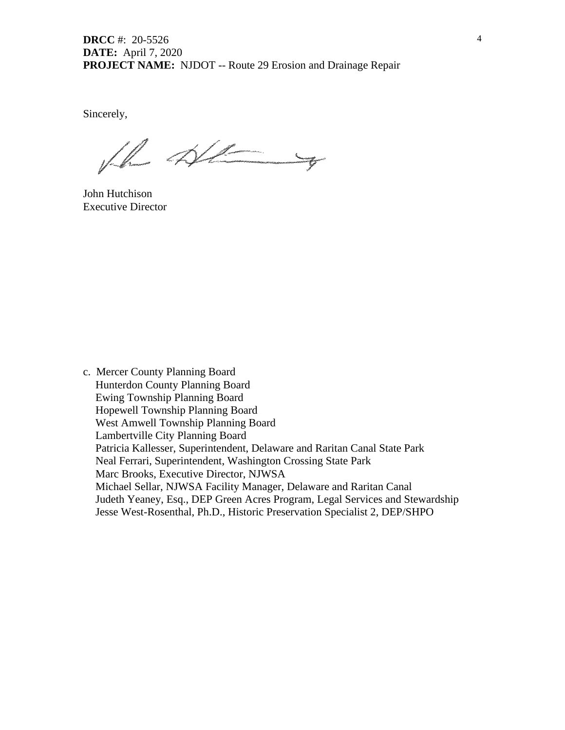**DRCC** #: 20-5526
**DATE:** April 7, 2020
**PROJECT NAME:** NJDOT -- Route 29 Erosion and Drainage Repair

Sincerely,

John Hutchison
Executive Director

c. Mercer County Planning Board
Hunterdon County Planning Board
Ewing Township Planning Board
Hopewell Township Planning Board
West Amwell Township Planning Board
Lambertville City Planning Board
Patricia Kallesser, Superintendent, Delaware and Raritan Canal State Park
Neal Ferrari, Superintendent, Washington Crossing State Park
Marc Brooks, Executive Director, NJWSA
Michael Sellar, NJWSA Facility Manager, Delaware and Raritan Canal
Judeth Yeaney, Esq., DEP Green Acres Program, Legal Services and Stewardship
Jesse West-Rosenthal, Ph.D., Historic Preservation Specialist 2, DEP/SHPO